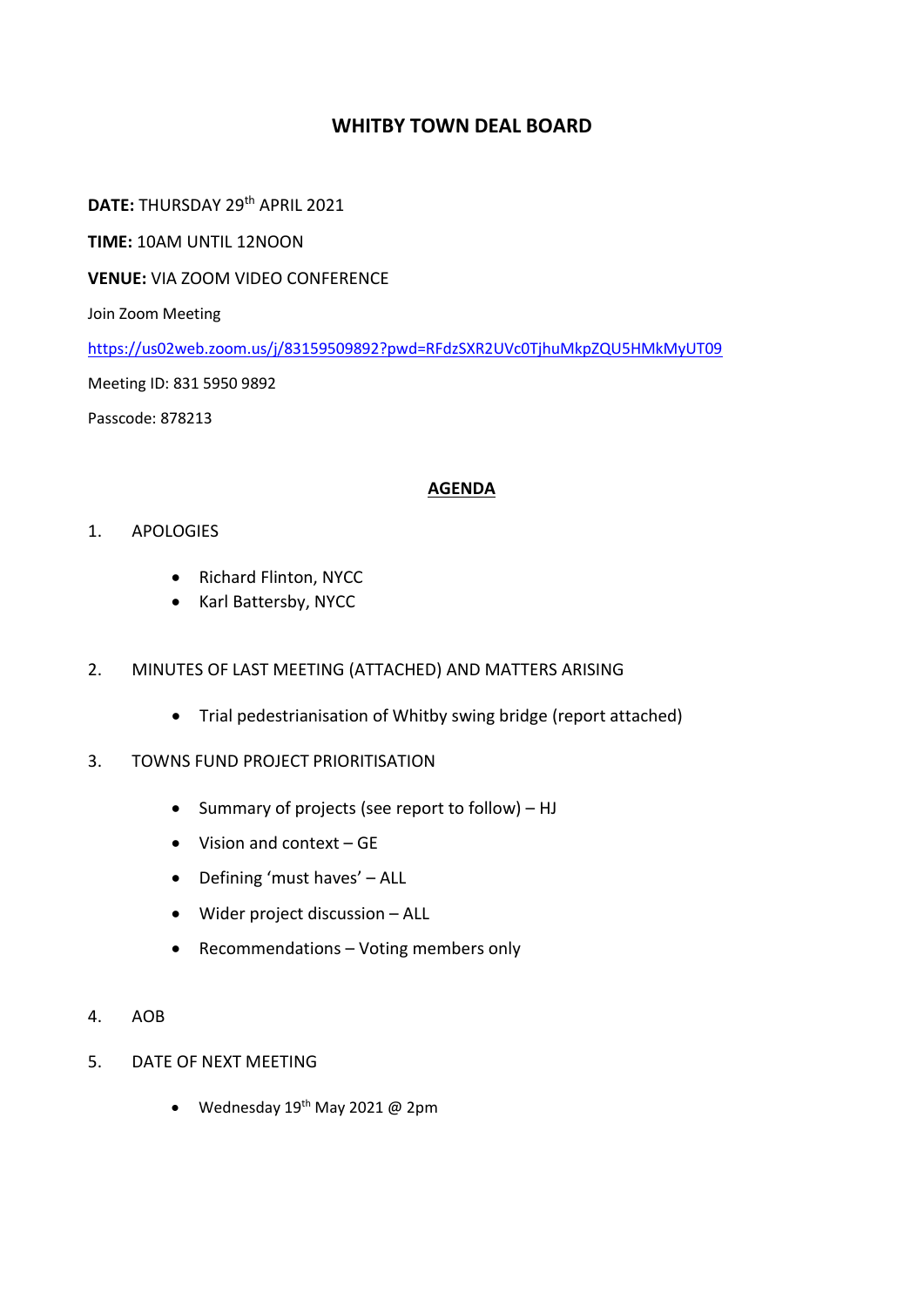# WHITBY TOWN DEAL BOARD

**DATE:** THURSDAY 29th APRIL 2021

**TIME:** 10AM UNTIL 12NOON

**VENUE:** VIA ZOOM VIDEO CONFERENCE

Join Zoom Meeting

https://us02web.zoom.us/j/83159509892?pwd=RFdzSXR2UVc0TjhuMkpZQU5HMkMyUT09

Meeting ID: 831 5950 9892

Passcode: 878213

## AGENDA

1. APOLOGIES

   - Richard Flinton, NYCC
   - Karl Battersby, NYCC

2. MINUTES OF LAST MEETING (ATTACHED) AND MATTERS ARISING

   - Trial pedestrianisation of Whitby swing bridge (report attached)

3. TOWNS FUND PROJECT PRIORITISATION

   - Summary of projects (see report to follow) – HJ
   - Vision and context – GE
   - Defining 'must haves' – ALL
   - Wider project discussion – ALL
   - Recommendations – Voting members only

4. AOB

5. DATE OF NEXT MEETING

   - Wednesday 19th May 2021 @ 2pm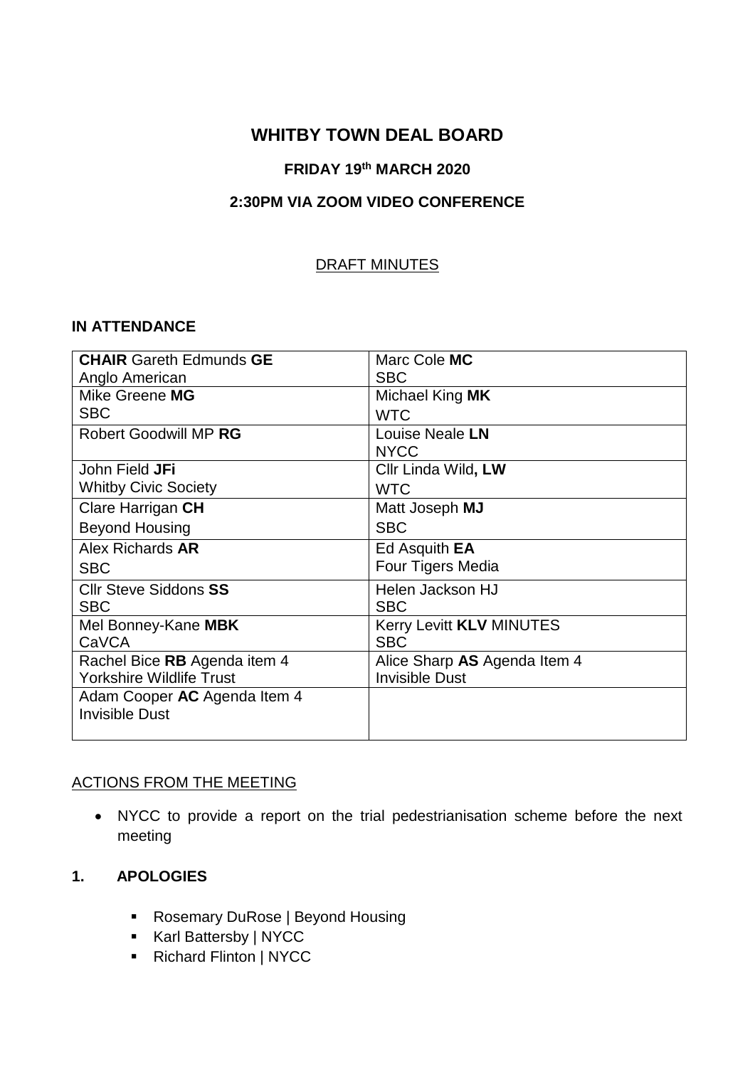# WHITBY TOWN DEAL BOARD

**FRIDAY 19th MARCH 2020**

**2:30PM VIA ZOOM VIDEO CONFERENCE**

DRAFT MINUTES

**IN ATTENDANCE**

| | |
|---|---|
| **CHAIR** Gareth Edmunds **GE**<br>Anglo American | Marc Cole **MC**<br>SBC |
| Mike Greene **MG**<br>SBC | Michael King **MK**<br>WTC |
| Robert Goodwill MP **RG** | Louise Neale **LN**<br>NYCC |
| John Field **JFi**<br>Whitby Civic Society | Cllr Linda Wild**, LW**<br>WTC |
| Clare Harrigan **CH**<br>Beyond Housing | Matt Joseph **MJ**<br>SBC |
| Alex Richards **AR**<br>SBC | Ed Asquith **EA**<br>Four Tigers Media |
| Cllr Steve Siddons **SS**<br>SBC | Helen Jackson HJ<br>SBC |
| Mel Bonney-Kane **MBK**<br>CaVCA | Kerry Levitt **KLV** MINUTES<br>SBC |
| Rachel Bice **RB** Agenda item 4<br>Yorkshire Wildlife Trust | Alice Sharp **AS** Agenda Item 4<br>Invisible Dust |
| Adam Cooper **AC** Agenda Item 4<br>Invisible Dust | |

ACTIONS FROM THE MEETING

- NYCC to provide a report on the trial pedestrianisation scheme before the next meeting

## 1. APOLOGIES

- Rosemary DuRose | Beyond Housing
- Karl Battersby | NYCC
- Richard Flinton | NYCC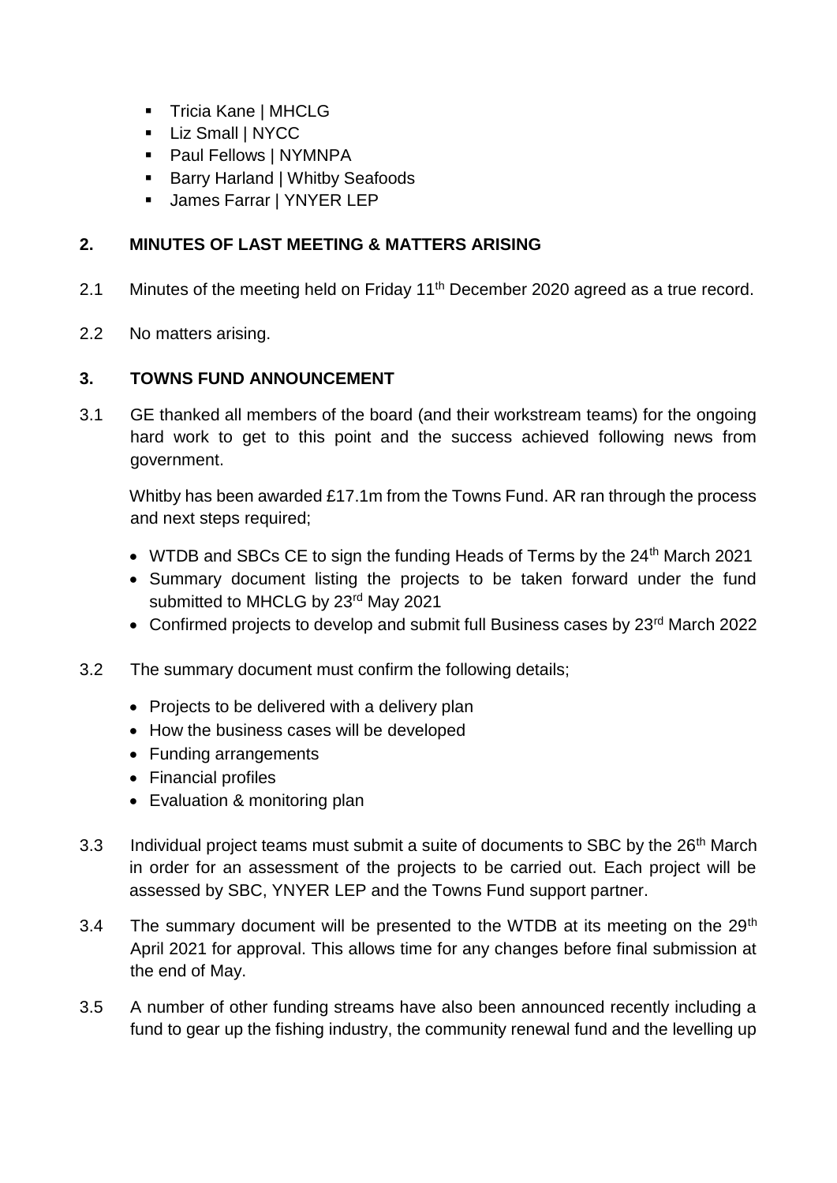- Tricia Kane | MHCLG
- Liz Small | NYCC
- Paul Fellows | NYMNPA
- Barry Harland | Whitby Seafoods
- James Farrar | YNYER LEP

## 2. MINUTES OF LAST MEETING & MATTERS ARISING

2.1 Minutes of the meeting held on Friday 11th December 2020 agreed as a true record.

2.2 No matters arising.

## 3. TOWNS FUND ANNOUNCEMENT

3.1 GE thanked all members of the board (and their workstream teams) for the ongoing hard work to get to this point and the success achieved following news from government.

Whitby has been awarded £17.1m from the Towns Fund. AR ran through the process and next steps required;

- WTDB and SBCs CE to sign the funding Heads of Terms by the 24th March 2021
- Summary document listing the projects to be taken forward under the fund submitted to MHCLG by 23rd May 2021
- Confirmed projects to develop and submit full Business cases by 23rd March 2022

3.2 The summary document must confirm the following details;

- Projects to be delivered with a delivery plan
- How the business cases will be developed
- Funding arrangements
- Financial profiles
- Evaluation & monitoring plan

3.3 Individual project teams must submit a suite of documents to SBC by the 26th March in order for an assessment of the projects to be carried out. Each project will be assessed by SBC, YNYER LEP and the Towns Fund support partner.

3.4 The summary document will be presented to the WTDB at its meeting on the 29th April 2021 for approval. This allows time for any changes before final submission at the end of May.

3.5 A number of other funding streams have also been announced recently including a fund to gear up the fishing industry, the community renewal fund and the levelling up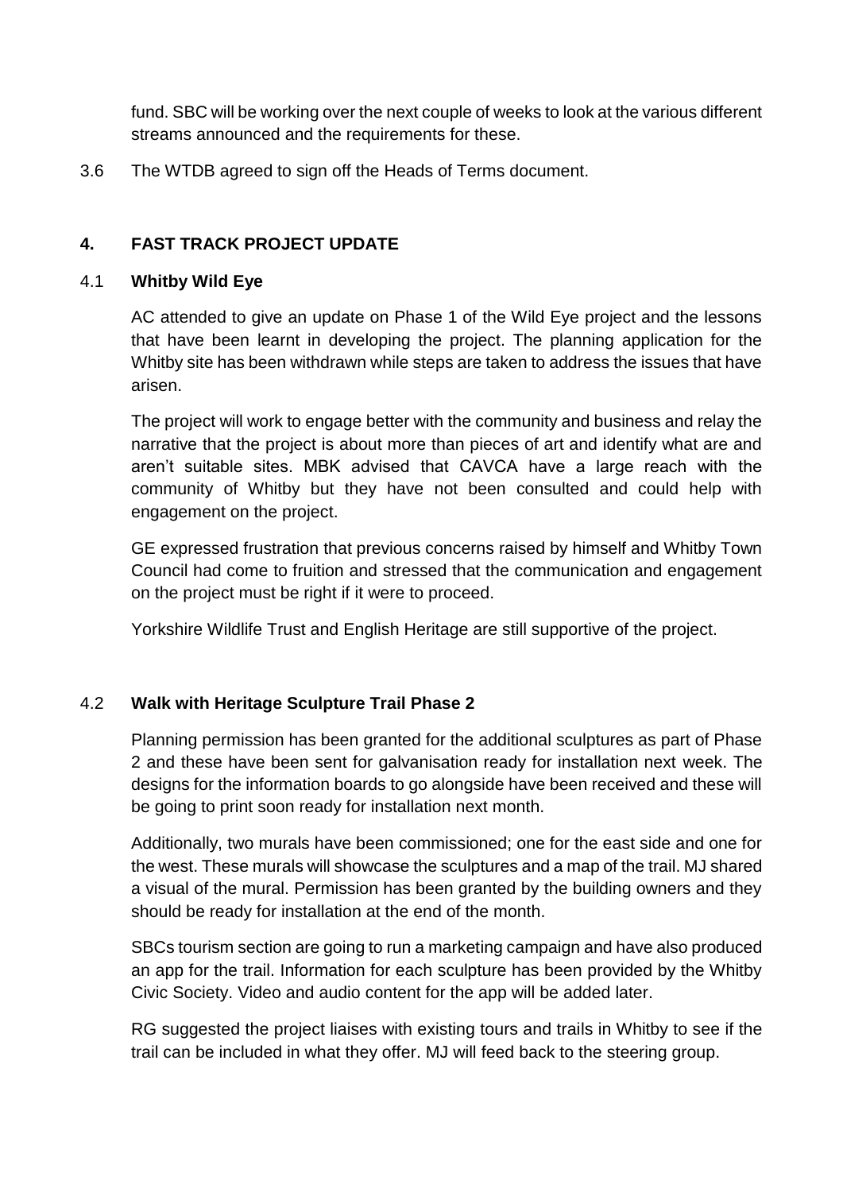fund. SBC will be working over the next couple of weeks to look at the various different streams announced and the requirements for these.

3.6 The WTDB agreed to sign off the Heads of Terms document.

## 4. FAST TRACK PROJECT UPDATE

### 4.1 Whitby Wild Eye

AC attended to give an update on Phase 1 of the Wild Eye project and the lessons that have been learnt in developing the project. The planning application for the Whitby site has been withdrawn while steps are taken to address the issues that have arisen.

The project will work to engage better with the community and business and relay the narrative that the project is about more than pieces of art and identify what are and aren't suitable sites. MBK advised that CAVCA have a large reach with the community of Whitby but they have not been consulted and could help with engagement on the project.

GE expressed frustration that previous concerns raised by himself and Whitby Town Council had come to fruition and stressed that the communication and engagement on the project must be right if it were to proceed.

Yorkshire Wildlife Trust and English Heritage are still supportive of the project.

### 4.2 Walk with Heritage Sculpture Trail Phase 2

Planning permission has been granted for the additional sculptures as part of Phase 2 and these have been sent for galvanisation ready for installation next week. The designs for the information boards to go alongside have been received and these will be going to print soon ready for installation next month.

Additionally, two murals have been commissioned; one for the east side and one for the west. These murals will showcase the sculptures and a map of the trail. MJ shared a visual of the mural. Permission has been granted by the building owners and they should be ready for installation at the end of the month.

SBCs tourism section are going to run a marketing campaign and have also produced an app for the trail. Information for each sculpture has been provided by the Whitby Civic Society. Video and audio content for the app will be added later.

RG suggested the project liaises with existing tours and trails in Whitby to see if the trail can be included in what they offer. MJ will feed back to the steering group.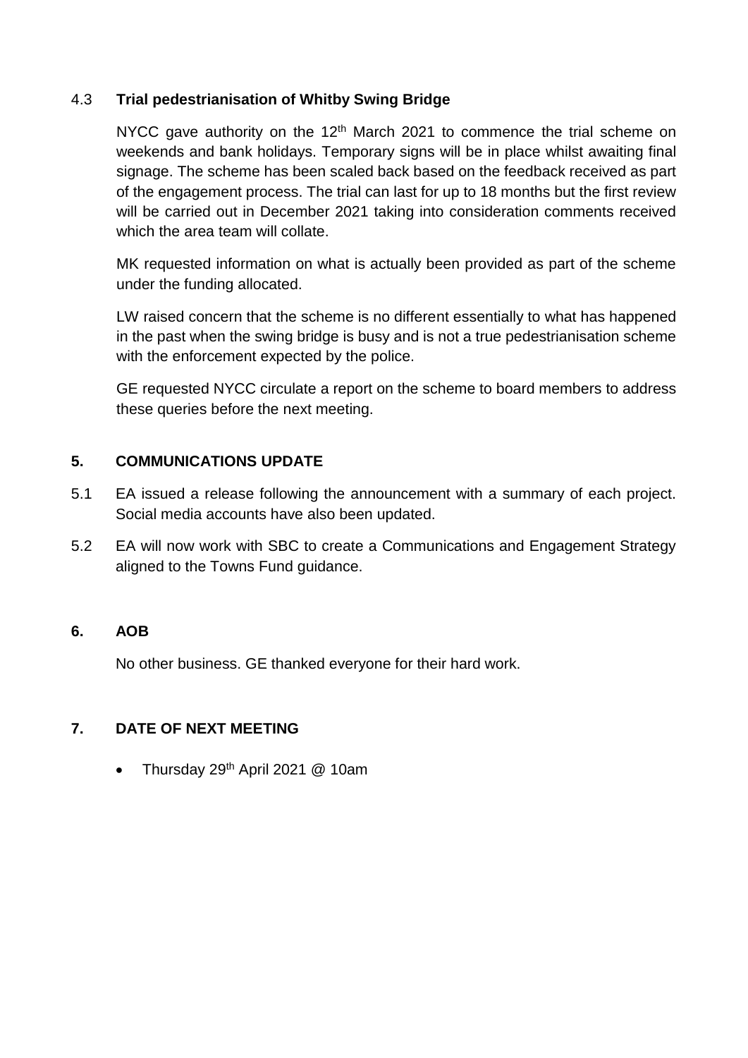4.3 **Trial pedestrianisation of Whitby Swing Bridge**

NYCC gave authority on the 12th March 2021 to commence the trial scheme on weekends and bank holidays. Temporary signs will be in place whilst awaiting final signage. The scheme has been scaled back based on the feedback received as part of the engagement process. The trial can last for up to 18 months but the first review will be carried out in December 2021 taking into consideration comments received which the area team will collate.

MK requested information on what is actually been provided as part of the scheme under the funding allocated.

LW raised concern that the scheme is no different essentially to what has happened in the past when the swing bridge is busy and is not a true pedestrianisation scheme with the enforcement expected by the police.

GE requested NYCC circulate a report on the scheme to board members to address these queries before the next meeting.

## 5. COMMUNICATIONS UPDATE

5.1 EA issued a release following the announcement with a summary of each project. Social media accounts have also been updated.

5.2 EA will now work with SBC to create a Communications and Engagement Strategy aligned to the Towns Fund guidance.

## 6. AOB

No other business. GE thanked everyone for their hard work.

## 7. DATE OF NEXT MEETING

- Thursday 29th April 2021 @ 10am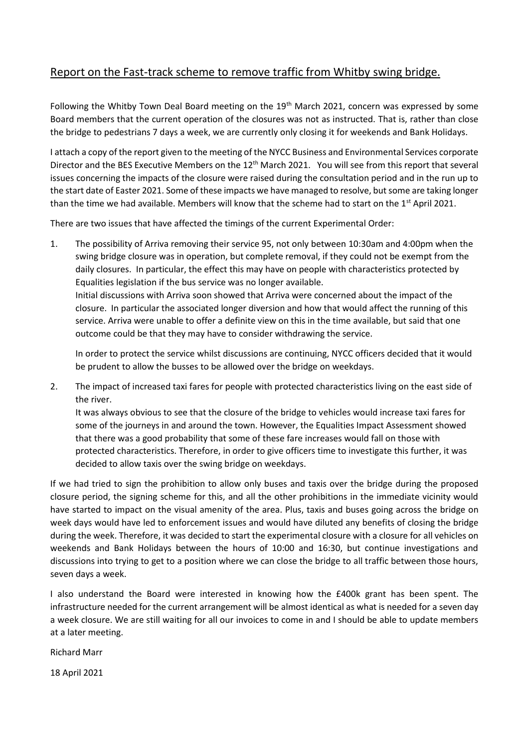# Report on the Fast-track scheme to remove traffic from Whitby swing bridge.

Following the Whitby Town Deal Board meeting on the 19th March 2021, concern was expressed by some Board members that the current operation of the closures was not as instructed. That is, rather than close the bridge to pedestrians 7 days a week, we are currently only closing it for weekends and Bank Holidays.

I attach a copy of the report given to the meeting of the NYCC Business and Environmental Services corporate Director and the BES Executive Members on the 12th March 2021. You will see from this report that several issues concerning the impacts of the closure were raised during the consultation period and in the run up to the start date of Easter 2021. Some of these impacts we have managed to resolve, but some are taking longer than the time we had available. Members will know that the scheme had to start on the 1st April 2021.

There are two issues that have affected the timings of the current Experimental Order:

1. The possibility of Arriva removing their service 95, not only between 10:30am and 4:00pm when the swing bridge closure was in operation, but complete removal, if they could not be exempt from the daily closures. In particular, the effect this may have on people with characteristics protected by Equalities legislation if the bus service was no longer available.
   Initial discussions with Arriva soon showed that Arriva were concerned about the impact of the closure. In particular the associated longer diversion and how that would affect the running of this service. Arriva were unable to offer a definite view on this in the time available, but said that one outcome could be that they may have to consider withdrawing the service.

   In order to protect the service whilst discussions are continuing, NYCC officers decided that it would be prudent to allow the busses to be allowed over the bridge on weekdays.

2. The impact of increased taxi fares for people with protected characteristics living on the east side of the river.
   It was always obvious to see that the closure of the bridge to vehicles would increase taxi fares for some of the journeys in and around the town. However, the Equalities Impact Assessment showed that there was a good probability that some of these fare increases would fall on those with protected characteristics. Therefore, in order to give officers time to investigate this further, it was decided to allow taxis over the swing bridge on weekdays.

If we had tried to sign the prohibition to allow only buses and taxis over the bridge during the proposed closure period, the signing scheme for this, and all the other prohibitions in the immediate vicinity would have started to impact on the visual amenity of the area. Plus, taxis and buses going across the bridge on week days would have led to enforcement issues and would have diluted any benefits of closing the bridge during the week. Therefore, it was decided to start the experimental closure with a closure for all vehicles on weekends and Bank Holidays between the hours of 10:00 and 16:30, but continue investigations and discussions into trying to get to a position where we can close the bridge to all traffic between those hours, seven days a week.

I also understand the Board were interested in knowing how the £400k grant has been spent. The infrastructure needed for the current arrangement will be almost identical as what is needed for a seven day a week closure. We are still waiting for all our invoices to come in and I should be able to update members at a later meeting.

Richard Marr

18 April 2021